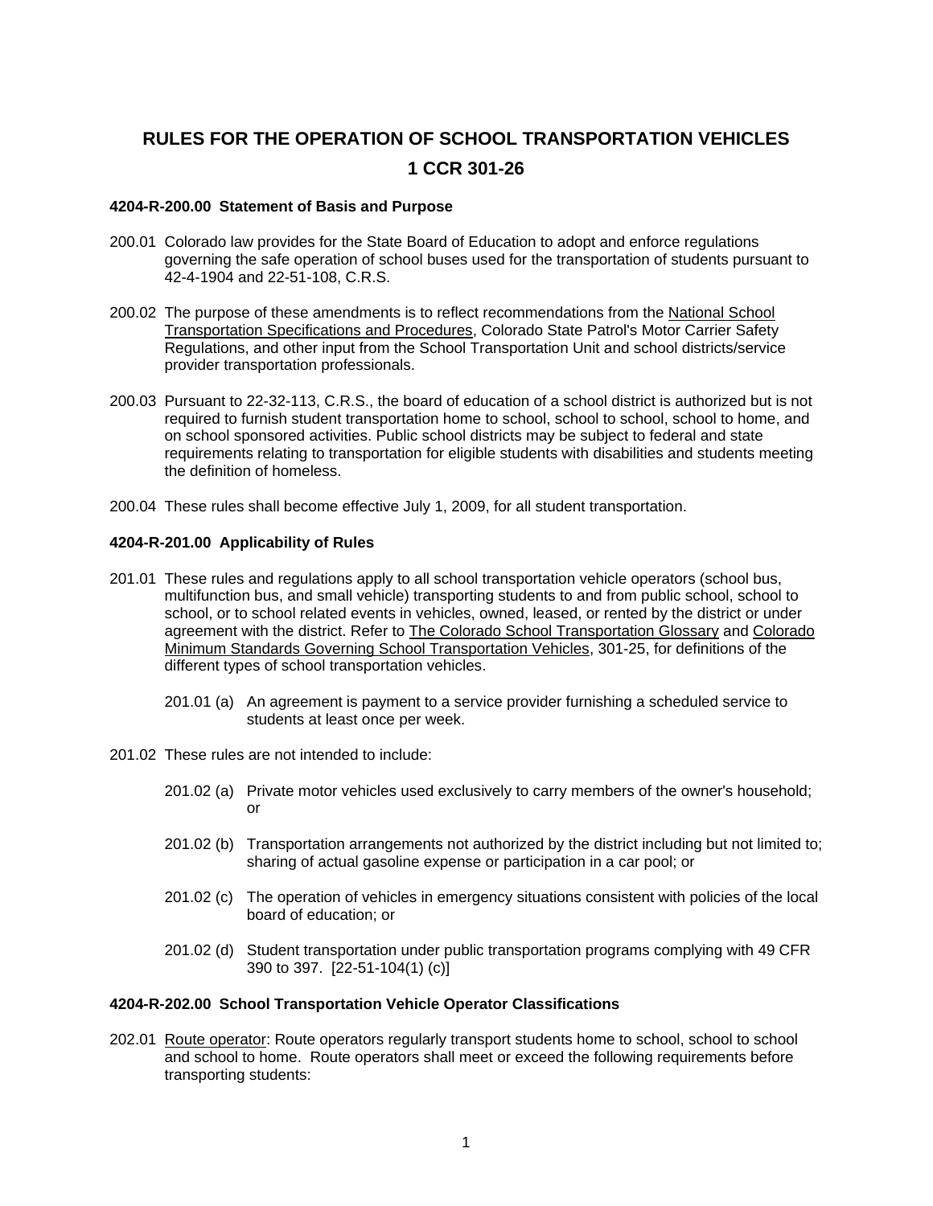# RULES FOR THE OPERATION OF SCHOOL TRANSPORTATION VEHICLES

# 1 CCR 301-26

**4204-R-200.00 Statement of Basis and Purpose**

200.01 Colorado law provides for the State Board of Education to adopt and enforce regulations governing the safe operation of school buses used for the transportation of students pursuant to 42-4-1904 and 22-51-108, C.R.S.

200.02 The purpose of these amendments is to reflect recommendations from the National School Transportation Specifications and Procedures, Colorado State Patrol's Motor Carrier Safety Regulations, and other input from the School Transportation Unit and school districts/service provider transportation professionals.

200.03 Pursuant to 22-32-113, C.R.S., the board of education of a school district is authorized but is not required to furnish student transportation home to school, school to school, school to home, and on school sponsored activities. Public school districts may be subject to federal and state requirements relating to transportation for eligible students with disabilities and students meeting the definition of homeless.

200.04 These rules shall become effective July 1, 2009, for all student transportation.

**4204-R-201.00 Applicability of Rules**

201.01 These rules and regulations apply to all school transportation vehicle operators (school bus, multifunction bus, and small vehicle) transporting students to and from public school, school to school, or to school related events in vehicles, owned, leased, or rented by the district or under agreement with the district. Refer to The Colorado School Transportation Glossary and Colorado Minimum Standards Governing School Transportation Vehicles, 301-25, for definitions of the different types of school transportation vehicles.

201.01 (a) An agreement is payment to a service provider furnishing a scheduled service to students at least once per week.

201.02 These rules are not intended to include:

201.02 (a) Private motor vehicles used exclusively to carry members of the owner's household; or

201.02 (b) Transportation arrangements not authorized by the district including but not limited to; sharing of actual gasoline expense or participation in a car pool; or

201.02 (c) The operation of vehicles in emergency situations consistent with policies of the local board of education; or

201.02 (d) Student transportation under public transportation programs complying with 49 CFR 390 to 397. [22-51-104(1) (c)]

**4204-R-202.00 School Transportation Vehicle Operator Classifications**

202.01 Route operator: Route operators regularly transport students home to school, school to school and school to home. Route operators shall meet or exceed the following requirements before transporting students: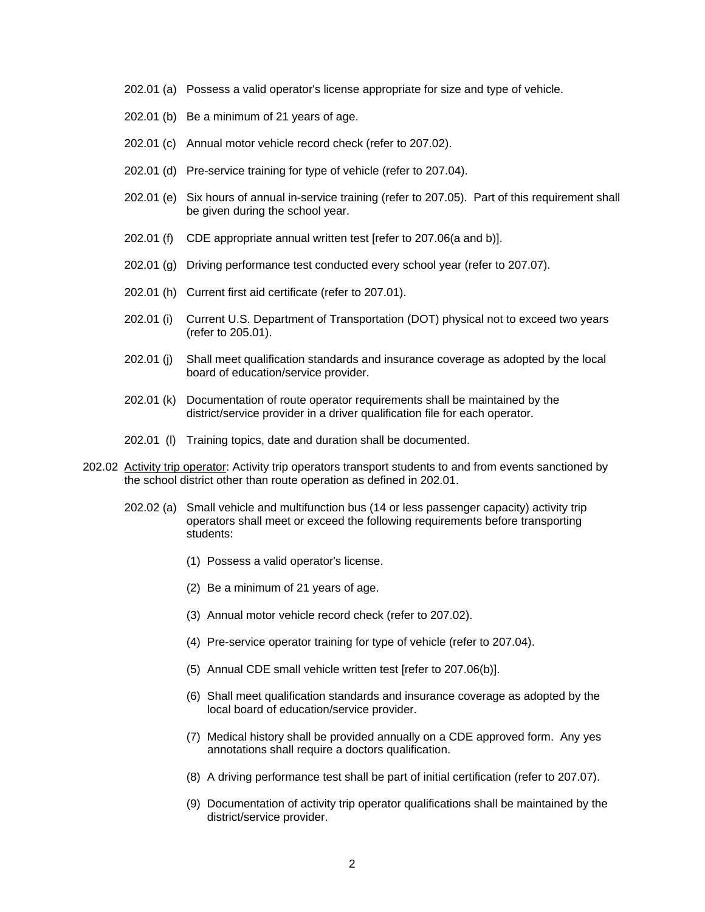202.01 (a) Possess a valid operator's license appropriate for size and type of vehicle.

202.01 (b) Be a minimum of 21 years of age.

202.01 (c) Annual motor vehicle record check (refer to 207.02).

202.01 (d) Pre-service training for type of vehicle (refer to 207.04).

202.01 (e) Six hours of annual in-service training (refer to 207.05). Part of this requirement shall be given during the school year.

202.01 (f) CDE appropriate annual written test [refer to 207.06(a and b)].

202.01 (g) Driving performance test conducted every school year (refer to 207.07).

202.01 (h) Current first aid certificate (refer to 207.01).

202.01 (i) Current U.S. Department of Transportation (DOT) physical not to exceed two years (refer to 205.01).

202.01 (j) Shall meet qualification standards and insurance coverage as adopted by the local board of education/service provider.

202.01 (k) Documentation of route operator requirements shall be maintained by the district/service provider in a driver qualification file for each operator.

202.01 (l) Training topics, date and duration shall be documented.

202.02 <u>Activity trip operator</u>: Activity trip operators transport students to and from events sanctioned by the school district other than route operation as defined in 202.01.

202.02 (a) Small vehicle and multifunction bus (14 or less passenger capacity) activity trip operators shall meet or exceed the following requirements before transporting students:

(1) Possess a valid operator's license.

(2) Be a minimum of 21 years of age.

(3) Annual motor vehicle record check (refer to 207.02).

(4) Pre-service operator training for type of vehicle (refer to 207.04).

(5) Annual CDE small vehicle written test [refer to 207.06(b)].

(6) Shall meet qualification standards and insurance coverage as adopted by the local board of education/service provider.

(7) Medical history shall be provided annually on a CDE approved form. Any yes annotations shall require a doctors qualification.

(8) A driving performance test shall be part of initial certification (refer to 207.07).

(9) Documentation of activity trip operator qualifications shall be maintained by the district/service provider.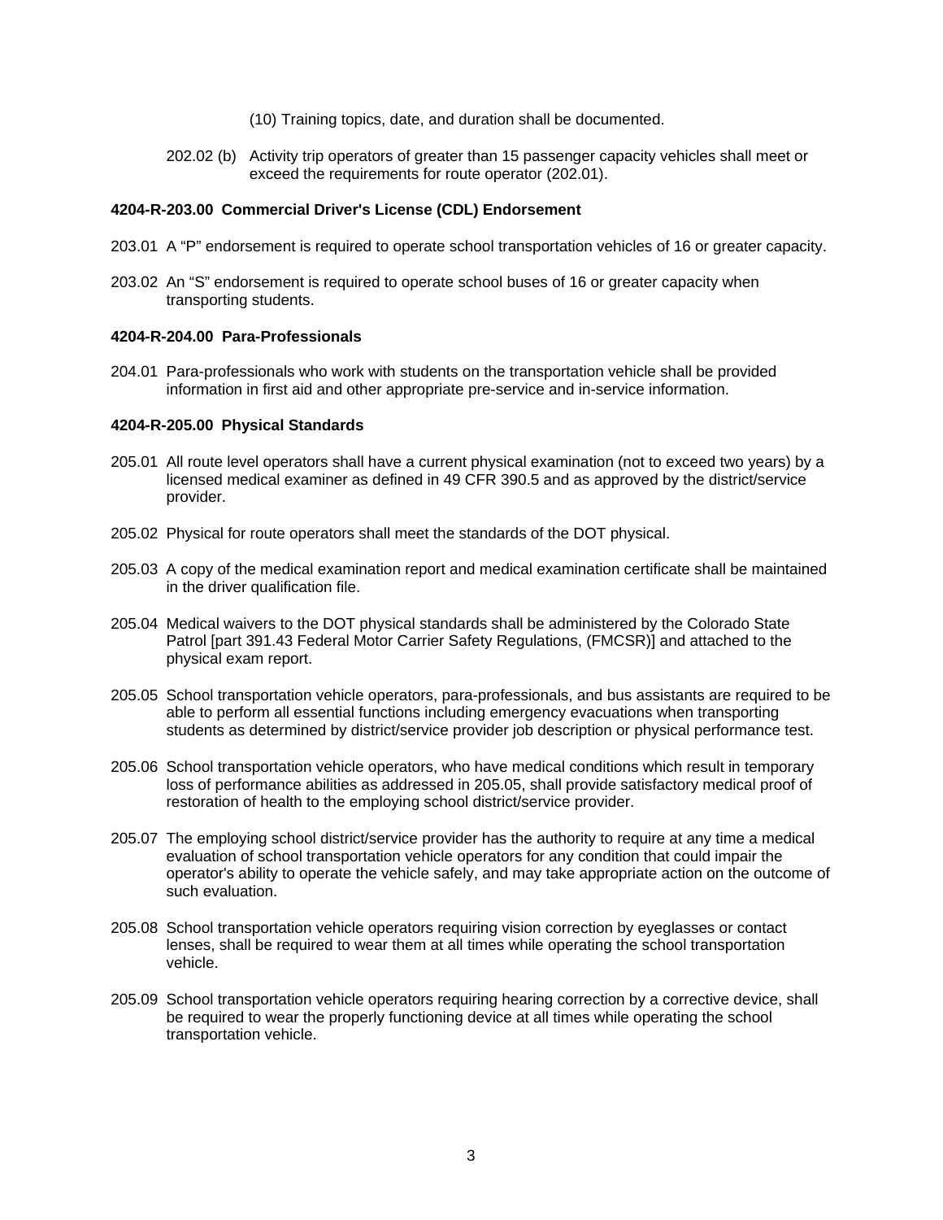(10) Training topics, date, and duration shall be documented.

202.02 (b) Activity trip operators of greater than 15 passenger capacity vehicles shall meet or exceed the requirements for route operator (202.01).

**4204-R-203.00 Commercial Driver's License (CDL) Endorsement**

203.01 A "P" endorsement is required to operate school transportation vehicles of 16 or greater capacity.

203.02 An "S" endorsement is required to operate school buses of 16 or greater capacity when transporting students.

**4204-R-204.00 Para-Professionals**

204.01 Para-professionals who work with students on the transportation vehicle shall be provided information in first aid and other appropriate pre-service and in-service information.

**4204-R-205.00 Physical Standards**

205.01 All route level operators shall have a current physical examination (not to exceed two years) by a licensed medical examiner as defined in 49 CFR 390.5 and as approved by the district/service provider.

205.02 Physical for route operators shall meet the standards of the DOT physical.

205.03 A copy of the medical examination report and medical examination certificate shall be maintained in the driver qualification file.

205.04 Medical waivers to the DOT physical standards shall be administered by the Colorado State Patrol [part 391.43 Federal Motor Carrier Safety Regulations, (FMCSR)] and attached to the physical exam report.

205.05 School transportation vehicle operators, para-professionals, and bus assistants are required to be able to perform all essential functions including emergency evacuations when transporting students as determined by district/service provider job description or physical performance test.

205.06 School transportation vehicle operators, who have medical conditions which result in temporary loss of performance abilities as addressed in 205.05, shall provide satisfactory medical proof of restoration of health to the employing school district/service provider.

205.07 The employing school district/service provider has the authority to require at any time a medical evaluation of school transportation vehicle operators for any condition that could impair the operator's ability to operate the vehicle safely, and may take appropriate action on the outcome of such evaluation.

205.08 School transportation vehicle operators requiring vision correction by eyeglasses or contact lenses, shall be required to wear them at all times while operating the school transportation vehicle.

205.09 School transportation vehicle operators requiring hearing correction by a corrective device, shall be required to wear the properly functioning device at all times while operating the school transportation vehicle.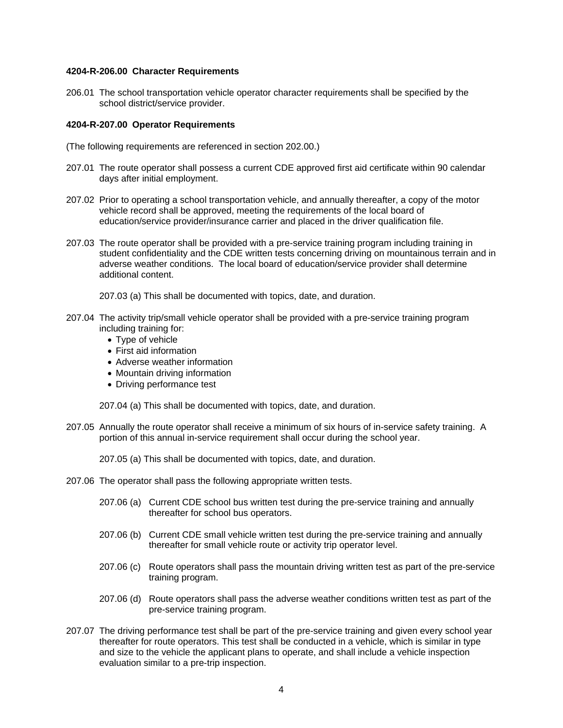**4204-R-206.00 Character Requirements**

206.01 The school transportation vehicle operator character requirements shall be specified by the school district/service provider.

**4204-R-207.00 Operator Requirements**

(The following requirements are referenced in section 202.00.)

207.01 The route operator shall possess a current CDE approved first aid certificate within 90 calendar days after initial employment.

207.02 Prior to operating a school transportation vehicle, and annually thereafter, a copy of the motor vehicle record shall be approved, meeting the requirements of the local board of education/service provider/insurance carrier and placed in the driver qualification file.

207.03 The route operator shall be provided with a pre-service training program including training in student confidentiality and the CDE written tests concerning driving on mountainous terrain and in adverse weather conditions. The local board of education/service provider shall determine additional content.

207.03 (a) This shall be documented with topics, date, and duration.

207.04 The activity trip/small vehicle operator shall be provided with a pre-service training program including training for:

- Type of vehicle
- First aid information
- Adverse weather information
- Mountain driving information
- Driving performance test

207.04 (a) This shall be documented with topics, date, and duration.

207.05 Annually the route operator shall receive a minimum of six hours of in-service safety training. A portion of this annual in-service requirement shall occur during the school year.

207.05 (a) This shall be documented with topics, date, and duration.

207.06 The operator shall pass the following appropriate written tests.

207.06 (a) Current CDE school bus written test during the pre-service training and annually thereafter for school bus operators.

207.06 (b) Current CDE small vehicle written test during the pre-service training and annually thereafter for small vehicle route or activity trip operator level.

207.06 (c) Route operators shall pass the mountain driving written test as part of the pre-service training program.

207.06 (d) Route operators shall pass the adverse weather conditions written test as part of the pre-service training program.

207.07 The driving performance test shall be part of the pre-service training and given every school year thereafter for route operators. This test shall be conducted in a vehicle, which is similar in type and size to the vehicle the applicant plans to operate, and shall include a vehicle inspection evaluation similar to a pre-trip inspection.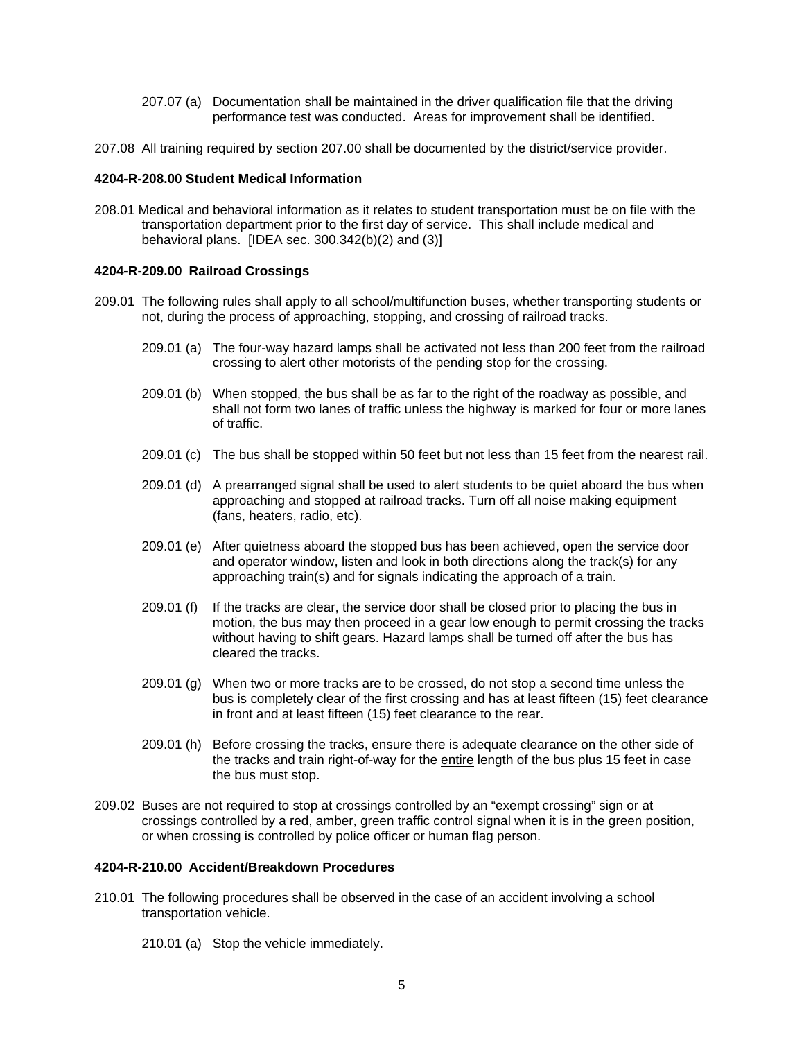207.07 (a) Documentation shall be maintained in the driver qualification file that the driving performance test was conducted. Areas for improvement shall be identified.

207.08 All training required by section 207.00 shall be documented by the district/service provider.

**4204-R-208.00 Student Medical Information**

208.01 Medical and behavioral information as it relates to student transportation must be on file with the transportation department prior to the first day of service. This shall include medical and behavioral plans. [IDEA sec. 300.342(b)(2) and (3)]

**4204-R-209.00 Railroad Crossings**

209.01 The following rules shall apply to all school/multifunction buses, whether transporting students or not, during the process of approaching, stopping, and crossing of railroad tracks.

209.01 (a) The four-way hazard lamps shall be activated not less than 200 feet from the railroad crossing to alert other motorists of the pending stop for the crossing.

209.01 (b) When stopped, the bus shall be as far to the right of the roadway as possible, and shall not form two lanes of traffic unless the highway is marked for four or more lanes of traffic.

209.01 (c) The bus shall be stopped within 50 feet but not less than 15 feet from the nearest rail.

209.01 (d) A prearranged signal shall be used to alert students to be quiet aboard the bus when approaching and stopped at railroad tracks. Turn off all noise making equipment (fans, heaters, radio, etc).

209.01 (e) After quietness aboard the stopped bus has been achieved, open the service door and operator window, listen and look in both directions along the track(s) for any approaching train(s) and for signals indicating the approach of a train.

209.01 (f) If the tracks are clear, the service door shall be closed prior to placing the bus in motion, the bus may then proceed in a gear low enough to permit crossing the tracks without having to shift gears. Hazard lamps shall be turned off after the bus has cleared the tracks.

209.01 (g) When two or more tracks are to be crossed, do not stop a second time unless the bus is completely clear of the first crossing and has at least fifteen (15) feet clearance in front and at least fifteen (15) feet clearance to the rear.

209.01 (h) Before crossing the tracks, ensure there is adequate clearance on the other side of the tracks and train right-of-way for the entire length of the bus plus 15 feet in case the bus must stop.

209.02 Buses are not required to stop at crossings controlled by an "exempt crossing" sign or at crossings controlled by a red, amber, green traffic control signal when it is in the green position, or when crossing is controlled by police officer or human flag person.

**4204-R-210.00 Accident/Breakdown Procedures**

210.01 The following procedures shall be observed in the case of an accident involving a school transportation vehicle.

210.01 (a) Stop the vehicle immediately.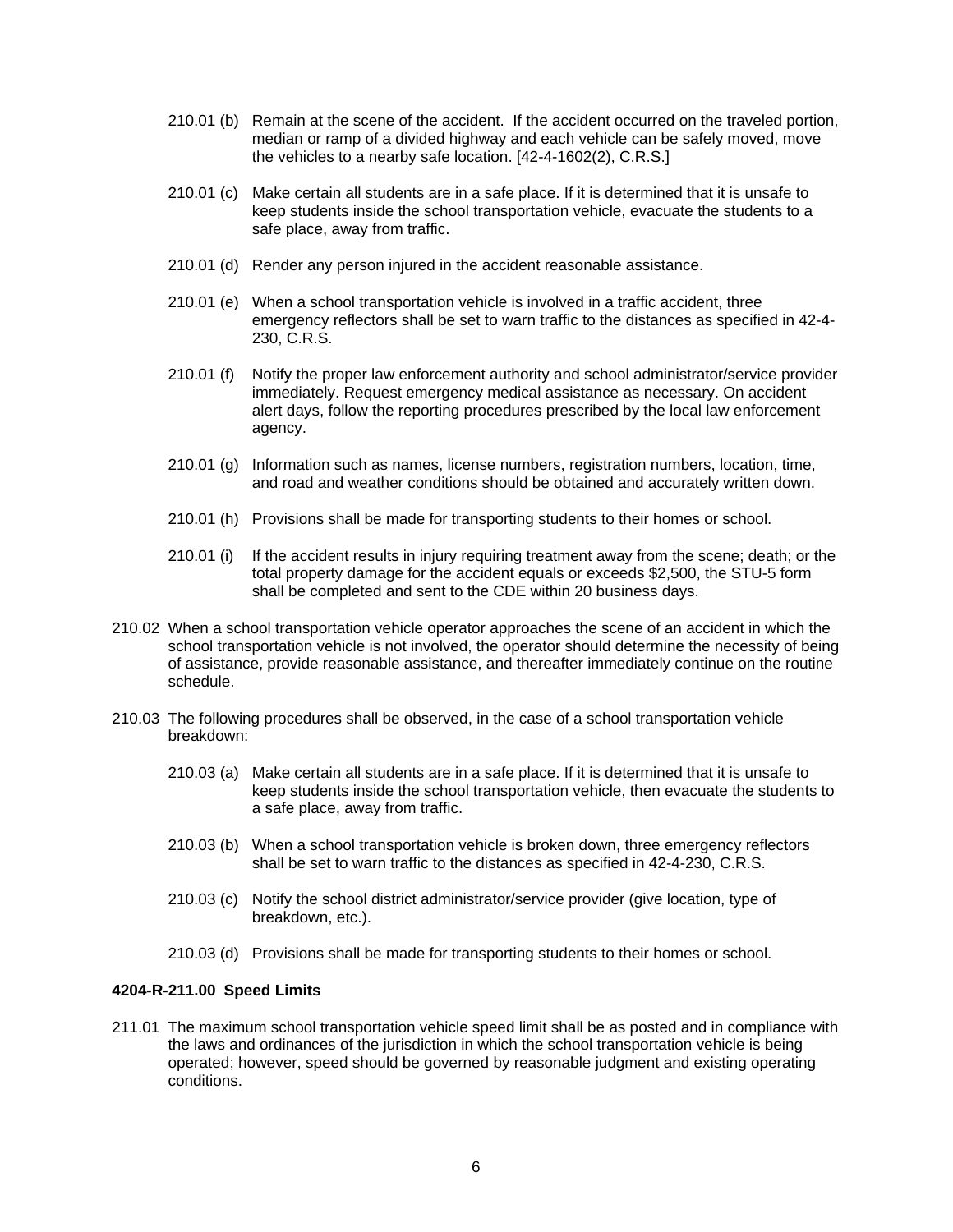210.01 (b) Remain at the scene of the accident. If the accident occurred on the traveled portion, median or ramp of a divided highway and each vehicle can be safely moved, move the vehicles to a nearby safe location. [42-4-1602(2), C.R.S.]

210.01 (c) Make certain all students are in a safe place. If it is determined that it is unsafe to keep students inside the school transportation vehicle, evacuate the students to a safe place, away from traffic.

210.01 (d) Render any person injured in the accident reasonable assistance.

210.01 (e) When a school transportation vehicle is involved in a traffic accident, three emergency reflectors shall be set to warn traffic to the distances as specified in 42-4-230, C.R.S.

210.01 (f) Notify the proper law enforcement authority and school administrator/service provider immediately. Request emergency medical assistance as necessary. On accident alert days, follow the reporting procedures prescribed by the local law enforcement agency.

210.01 (g) Information such as names, license numbers, registration numbers, location, time, and road and weather conditions should be obtained and accurately written down.

210.01 (h) Provisions shall be made for transporting students to their homes or school.

210.01 (i) If the accident results in injury requiring treatment away from the scene; death; or the total property damage for the accident equals or exceeds $2,500, the STU-5 form shall be completed and sent to the CDE within 20 business days.

210.02 When a school transportation vehicle operator approaches the scene of an accident in which the school transportation vehicle is not involved, the operator should determine the necessity of being of assistance, provide reasonable assistance, and thereafter immediately continue on the routine schedule.

210.03 The following procedures shall be observed, in the case of a school transportation vehicle breakdown:

210.03 (a) Make certain all students are in a safe place. If it is determined that it is unsafe to keep students inside the school transportation vehicle, then evacuate the students to a safe place, away from traffic.

210.03 (b) When a school transportation vehicle is broken down, three emergency reflectors shall be set to warn traffic to the distances as specified in 42-4-230, C.R.S.

210.03 (c) Notify the school district administrator/service provider (give location, type of breakdown, etc.).

210.03 (d) Provisions shall be made for transporting students to their homes or school.

**4204-R-211.00 Speed Limits**

211.01 The maximum school transportation vehicle speed limit shall be as posted and in compliance with the laws and ordinances of the jurisdiction in which the school transportation vehicle is being operated; however, speed should be governed by reasonable judgment and existing operating conditions.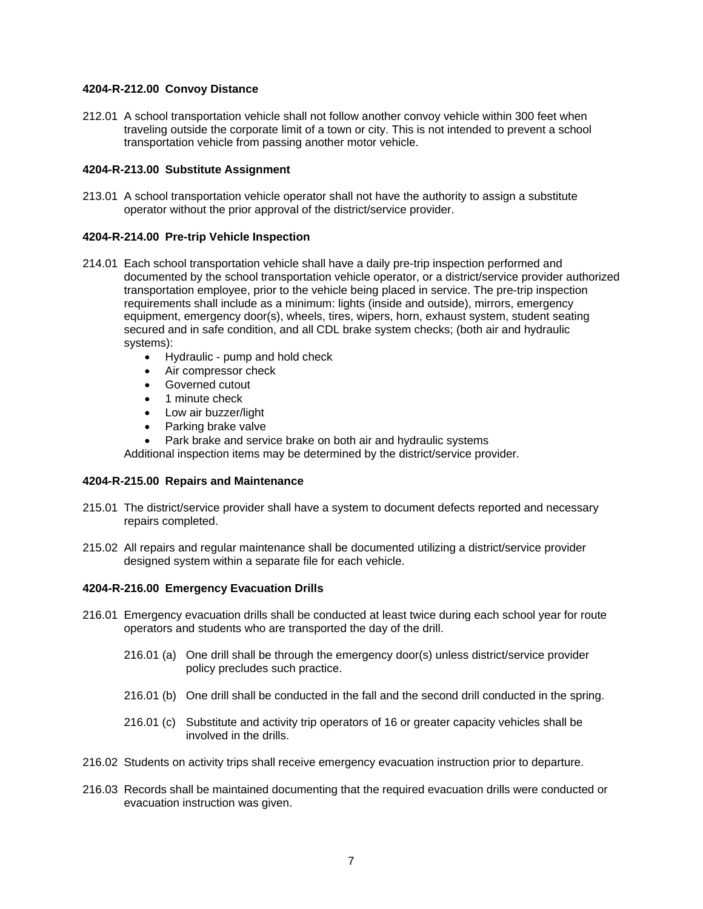**4204-R-212.00 Convoy Distance**

212.01 A school transportation vehicle shall not follow another convoy vehicle within 300 feet when traveling outside the corporate limit of a town or city. This is not intended to prevent a school transportation vehicle from passing another motor vehicle.

**4204-R-213.00 Substitute Assignment**

213.01 A school transportation vehicle operator shall not have the authority to assign a substitute operator without the prior approval of the district/service provider.

**4204-R-214.00 Pre-trip Vehicle Inspection**

214.01 Each school transportation vehicle shall have a daily pre-trip inspection performed and documented by the school transportation vehicle operator, or a district/service provider authorized transportation employee, prior to the vehicle being placed in service. The pre-trip inspection requirements shall include as a minimum: lights (inside and outside), mirrors, emergency equipment, emergency door(s), wheels, tires, wipers, horn, exhaust system, student seating secured and in safe condition, and all CDL brake system checks; (both air and hydraulic systems):

- Hydraulic - pump and hold check
- Air compressor check
- Governed cutout
- 1 minute check
- Low air buzzer/light
- Parking brake valve
- Park brake and service brake on both air and hydraulic systems

Additional inspection items may be determined by the district/service provider.

**4204-R-215.00 Repairs and Maintenance**

215.01 The district/service provider shall have a system to document defects reported and necessary repairs completed.

215.02 All repairs and regular maintenance shall be documented utilizing a district/service provider designed system within a separate file for each vehicle.

**4204-R-216.00 Emergency Evacuation Drills**

216.01 Emergency evacuation drills shall be conducted at least twice during each school year for route operators and students who are transported the day of the drill.

216.01 (a) One drill shall be through the emergency door(s) unless district/service provider policy precludes such practice.

216.01 (b) One drill shall be conducted in the fall and the second drill conducted in the spring.

216.01 (c) Substitute and activity trip operators of 16 or greater capacity vehicles shall be involved in the drills.

216.02 Students on activity trips shall receive emergency evacuation instruction prior to departure.

216.03 Records shall be maintained documenting that the required evacuation drills were conducted or evacuation instruction was given.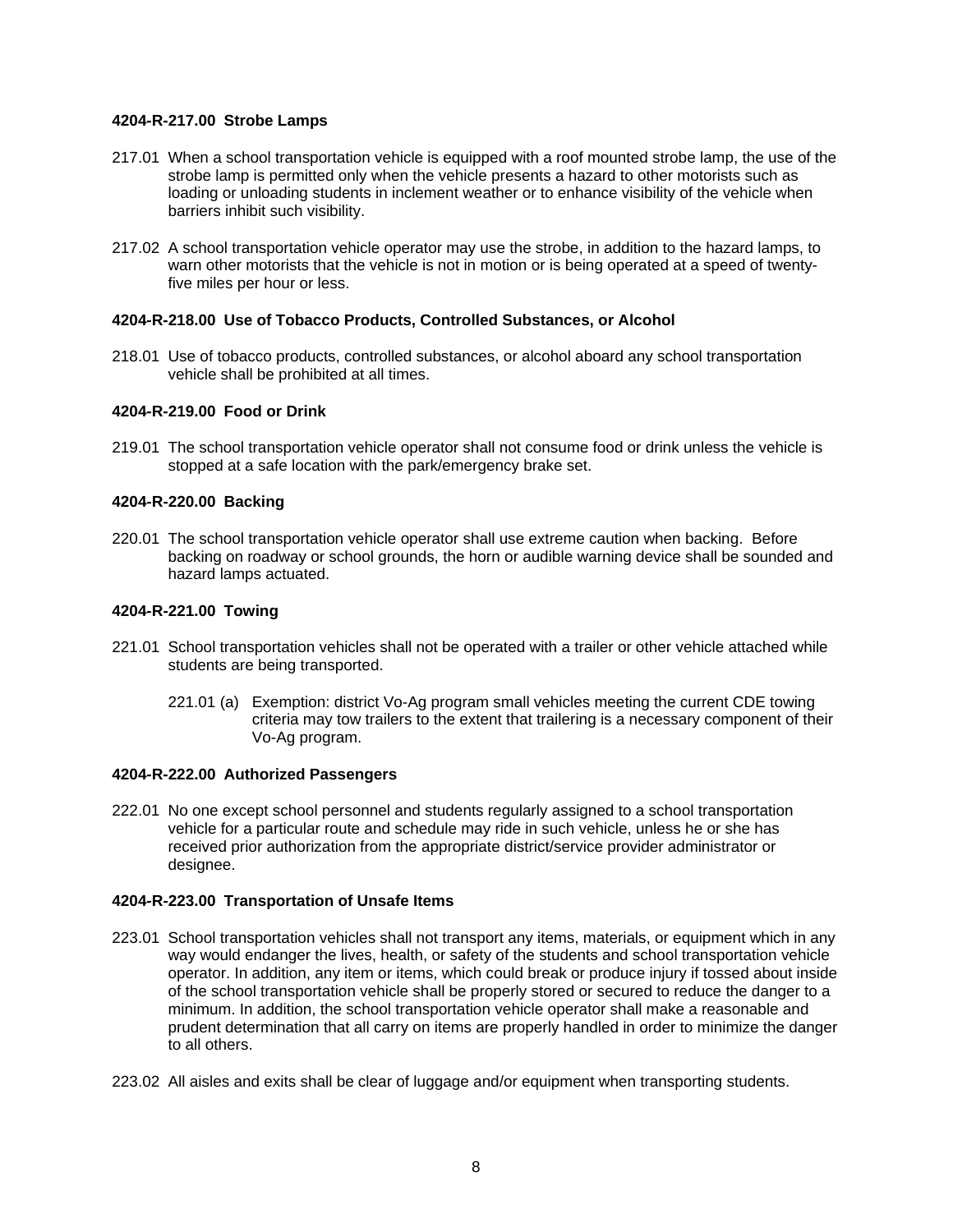**4204-R-217.00 Strobe Lamps**

217.01 When a school transportation vehicle is equipped with a roof mounted strobe lamp, the use of the strobe lamp is permitted only when the vehicle presents a hazard to other motorists such as loading or unloading students in inclement weather or to enhance visibility of the vehicle when barriers inhibit such visibility.

217.02 A school transportation vehicle operator may use the strobe, in addition to the hazard lamps, to warn other motorists that the vehicle is not in motion or is being operated at a speed of twenty-five miles per hour or less.

**4204-R-218.00 Use of Tobacco Products, Controlled Substances, or Alcohol**

218.01 Use of tobacco products, controlled substances, or alcohol aboard any school transportation vehicle shall be prohibited at all times.

**4204-R-219.00 Food or Drink**

219.01 The school transportation vehicle operator shall not consume food or drink unless the vehicle is stopped at a safe location with the park/emergency brake set.

**4204-R-220.00 Backing**

220.01 The school transportation vehicle operator shall use extreme caution when backing. Before backing on roadway or school grounds, the horn or audible warning device shall be sounded and hazard lamps actuated.

**4204-R-221.00 Towing**

221.01 School transportation vehicles shall not be operated with a trailer or other vehicle attached while students are being transported.

221.01 (a) Exemption: district Vo-Ag program small vehicles meeting the current CDE towing criteria may tow trailers to the extent that trailering is a necessary component of their Vo-Ag program.

**4204-R-222.00 Authorized Passengers**

222.01 No one except school personnel and students regularly assigned to a school transportation vehicle for a particular route and schedule may ride in such vehicle, unless he or she has received prior authorization from the appropriate district/service provider administrator or designee.

**4204-R-223.00 Transportation of Unsafe Items**

223.01 School transportation vehicles shall not transport any items, materials, or equipment which in any way would endanger the lives, health, or safety of the students and school transportation vehicle operator. In addition, any item or items, which could break or produce injury if tossed about inside of the school transportation vehicle shall be properly stored or secured to reduce the danger to a minimum. In addition, the school transportation vehicle operator shall make a reasonable and prudent determination that all carry on items are properly handled in order to minimize the danger to all others.

223.02 All aisles and exits shall be clear of luggage and/or equipment when transporting students.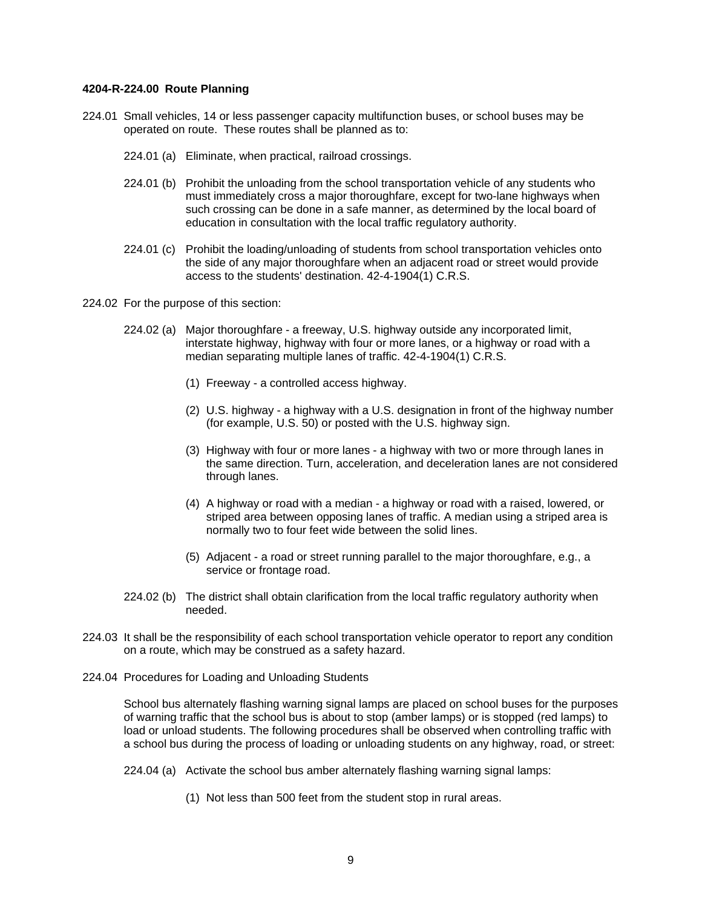**4204-R-224.00 Route Planning**

224.01 Small vehicles, 14 or less passenger capacity multifunction buses, or school buses may be operated on route. These routes shall be planned as to:

224.01 (a) Eliminate, when practical, railroad crossings.

224.01 (b) Prohibit the unloading from the school transportation vehicle of any students who must immediately cross a major thoroughfare, except for two-lane highways when such crossing can be done in a safe manner, as determined by the local board of education in consultation with the local traffic regulatory authority.

224.01 (c) Prohibit the loading/unloading of students from school transportation vehicles onto the side of any major thoroughfare when an adjacent road or street would provide access to the students' destination. 42-4-1904(1) C.R.S.

224.02 For the purpose of this section:

224.02 (a) Major thoroughfare - a freeway, U.S. highway outside any incorporated limit, interstate highway, highway with four or more lanes, or a highway or road with a median separating multiple lanes of traffic. 42-4-1904(1) C.R.S.

(1) Freeway - a controlled access highway.

(2) U.S. highway - a highway with a U.S. designation in front of the highway number (for example, U.S. 50) or posted with the U.S. highway sign.

(3) Highway with four or more lanes - a highway with two or more through lanes in the same direction. Turn, acceleration, and deceleration lanes are not considered through lanes.

(4) A highway or road with a median - a highway or road with a raised, lowered, or striped area between opposing lanes of traffic. A median using a striped area is normally two to four feet wide between the solid lines.

(5) Adjacent - a road or street running parallel to the major thoroughfare, e.g., a service or frontage road.

224.02 (b) The district shall obtain clarification from the local traffic regulatory authority when needed.

224.03 It shall be the responsibility of each school transportation vehicle operator to report any condition on a route, which may be construed as a safety hazard.

224.04 Procedures for Loading and Unloading Students

School bus alternately flashing warning signal lamps are placed on school buses for the purposes of warning traffic that the school bus is about to stop (amber lamps) or is stopped (red lamps) to load or unload students. The following procedures shall be observed when controlling traffic with a school bus during the process of loading or unloading students on any highway, road, or street:

224.04 (a) Activate the school bus amber alternately flashing warning signal lamps:

(1) Not less than 500 feet from the student stop in rural areas.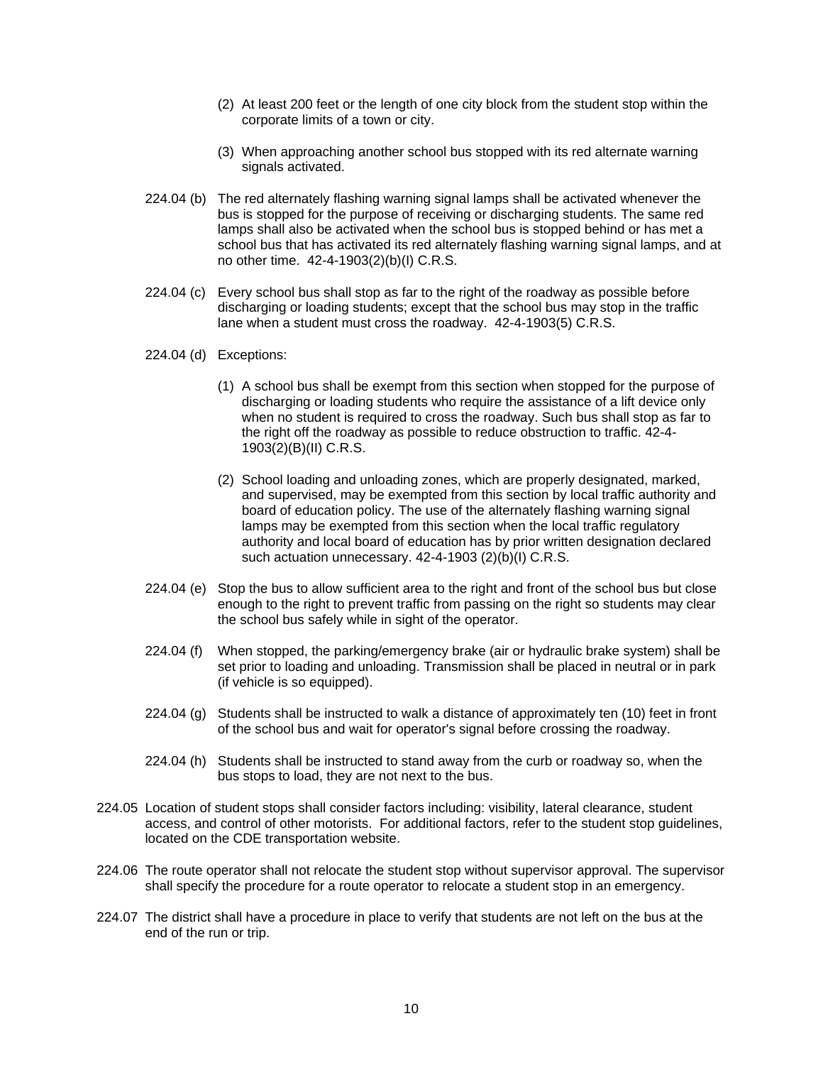(2) At least 200 feet or the length of one city block from the student stop within the corporate limits of a town or city.

(3) When approaching another school bus stopped with its red alternate warning signals activated.

224.04 (b) The red alternately flashing warning signal lamps shall be activated whenever the bus is stopped for the purpose of receiving or discharging students. The same red lamps shall also be activated when the school bus is stopped behind or has met a school bus that has activated its red alternately flashing warning signal lamps, and at no other time. 42-4-1903(2)(b)(I) C.R.S.

224.04 (c) Every school bus shall stop as far to the right of the roadway as possible before discharging or loading students; except that the school bus may stop in the traffic lane when a student must cross the roadway. 42-4-1903(5) C.R.S.

224.04 (d) Exceptions:

(1) A school bus shall be exempt from this section when stopped for the purpose of discharging or loading students who require the assistance of a lift device only when no student is required to cross the roadway. Such bus shall stop as far to the right off the roadway as possible to reduce obstruction to traffic. 42-4-1903(2)(B)(II) C.R.S.

(2) School loading and unloading zones, which are properly designated, marked, and supervised, may be exempted from this section by local traffic authority and board of education policy. The use of the alternately flashing warning signal lamps may be exempted from this section when the local traffic regulatory authority and local board of education has by prior written designation declared such actuation unnecessary. 42-4-1903 (2)(b)(I) C.R.S.

224.04 (e) Stop the bus to allow sufficient area to the right and front of the school bus but close enough to the right to prevent traffic from passing on the right so students may clear the school bus safely while in sight of the operator.

224.04 (f) When stopped, the parking/emergency brake (air or hydraulic brake system) shall be set prior to loading and unloading. Transmission shall be placed in neutral or in park (if vehicle is so equipped).

224.04 (g) Students shall be instructed to walk a distance of approximately ten (10) feet in front of the school bus and wait for operator's signal before crossing the roadway.

224.04 (h) Students shall be instructed to stand away from the curb or roadway so, when the bus stops to load, they are not next to the bus.

224.05 Location of student stops shall consider factors including: visibility, lateral clearance, student access, and control of other motorists. For additional factors, refer to the student stop guidelines, located on the CDE transportation website.

224.06 The route operator shall not relocate the student stop without supervisor approval. The supervisor shall specify the procedure for a route operator to relocate a student stop in an emergency.

224.07 The district shall have a procedure in place to verify that students are not left on the bus at the end of the run or trip.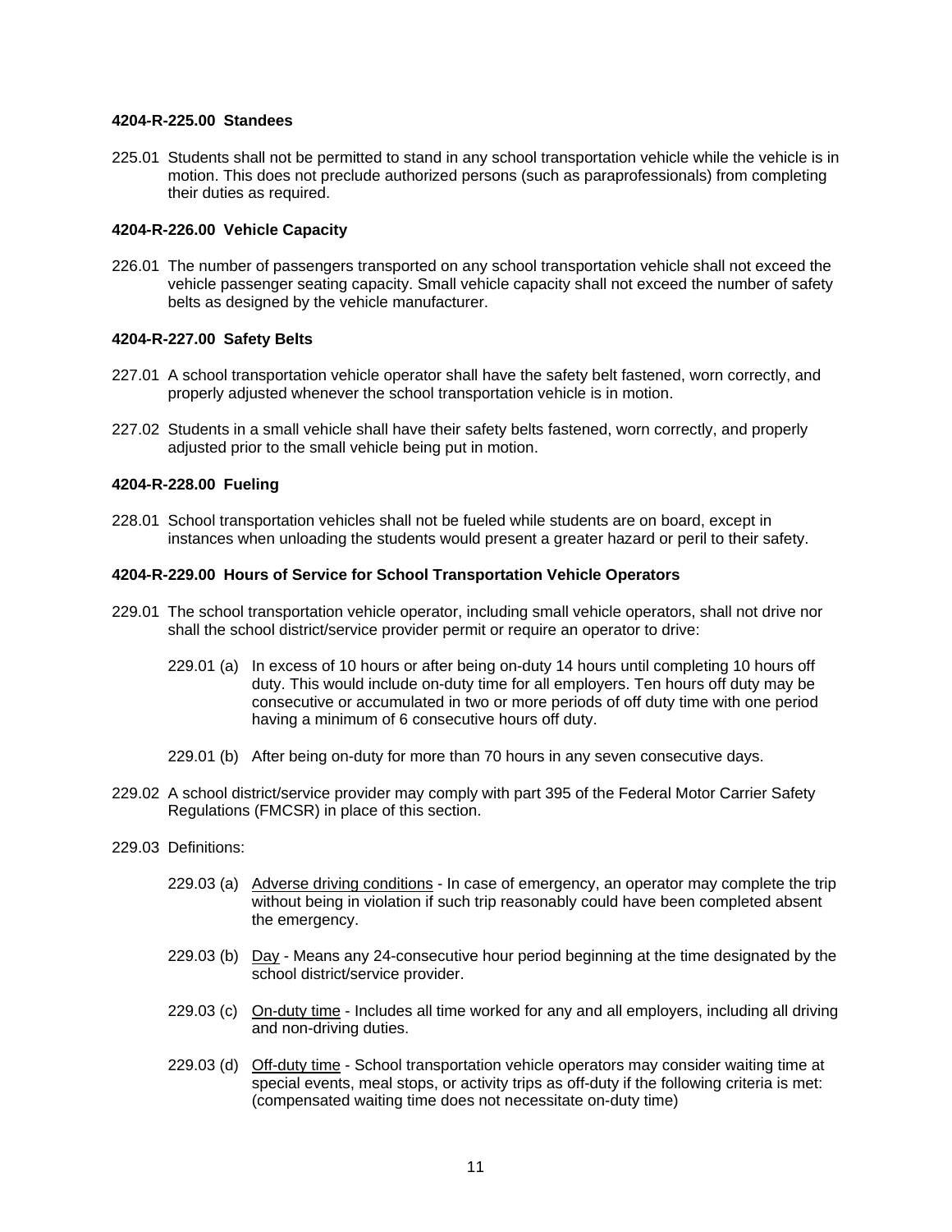#### 4204-R-225.00 Standees

225.01 Students shall not be permitted to stand in any school transportation vehicle while the vehicle is in motion. This does not preclude authorized persons (such as paraprofessionals) from completing their duties as required.

#### 4204-R-226.00 Vehicle Capacity

226.01 The number of passengers transported on any school transportation vehicle shall not exceed the vehicle passenger seating capacity. Small vehicle capacity shall not exceed the number of safety belts as designed by the vehicle manufacturer.

#### 4204-R-227.00 Safety Belts

227.01 A school transportation vehicle operator shall have the safety belt fastened, worn correctly, and properly adjusted whenever the school transportation vehicle is in motion.

227.02 Students in a small vehicle shall have their safety belts fastened, worn correctly, and properly adjusted prior to the small vehicle being put in motion.

#### 4204-R-228.00 Fueling

228.01 School transportation vehicles shall not be fueled while students are on board, except in instances when unloading the students would present a greater hazard or peril to their safety.

#### 4204-R-229.00 Hours of Service for School Transportation Vehicle Operators

229.01 The school transportation vehicle operator, including small vehicle operators, shall not drive nor shall the school district/service provider permit or require an operator to drive:

229.01 (a) In excess of 10 hours or after being on-duty 14 hours until completing 10 hours off duty. This would include on-duty time for all employers. Ten hours off duty may be consecutive or accumulated in two or more periods of off duty time with one period having a minimum of 6 consecutive hours off duty.

229.01 (b) After being on-duty for more than 70 hours in any seven consecutive days.

229.02 A school district/service provider may comply with part 395 of the Federal Motor Carrier Safety Regulations (FMCSR) in place of this section.

229.03 Definitions:

229.03 (a) Adverse driving conditions - In case of emergency, an operator may complete the trip without being in violation if such trip reasonably could have been completed absent the emergency.

229.03 (b) Day - Means any 24-consecutive hour period beginning at the time designated by the school district/service provider.

229.03 (c) On-duty time - Includes all time worked for any and all employers, including all driving and non-driving duties.

229.03 (d) Off-duty time - School transportation vehicle operators may consider waiting time at special events, meal stops, or activity trips as off-duty if the following criteria is met: (compensated waiting time does not necessitate on-duty time)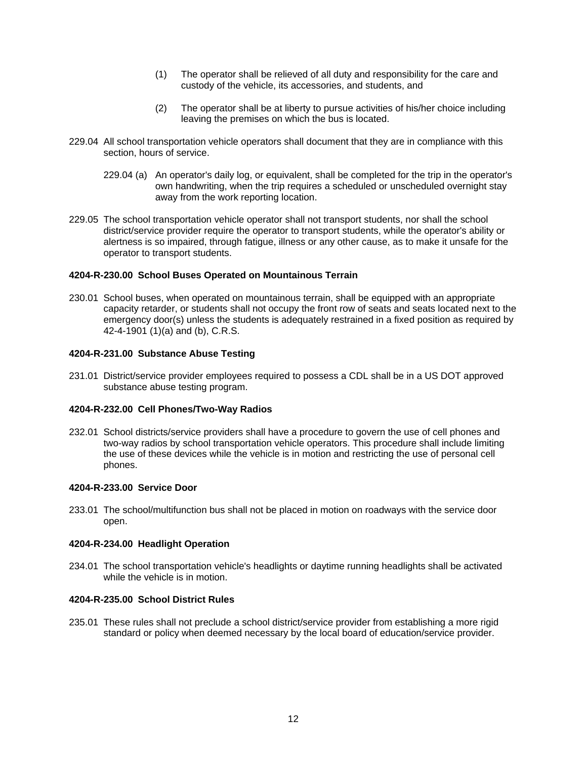(1) The operator shall be relieved of all duty and responsibility for the care and custody of the vehicle, its accessories, and students, and

(2) The operator shall be at liberty to pursue activities of his/her choice including leaving the premises on which the bus is located.

229.04 All school transportation vehicle operators shall document that they are in compliance with this section, hours of service.

229.04 (a) An operator's daily log, or equivalent, shall be completed for the trip in the operator's own handwriting, when the trip requires a scheduled or unscheduled overnight stay away from the work reporting location.

229.05 The school transportation vehicle operator shall not transport students, nor shall the school district/service provider require the operator to transport students, while the operator's ability or alertness is so impaired, through fatigue, illness or any other cause, as to make it unsafe for the operator to transport students.

**4204-R-230.00 School Buses Operated on Mountainous Terrain**

230.01 School buses, when operated on mountainous terrain, shall be equipped with an appropriate capacity retarder, or students shall not occupy the front row of seats and seats located next to the emergency door(s) unless the students is adequately restrained in a fixed position as required by 42-4-1901 (1)(a) and (b), C.R.S.

**4204-R-231.00 Substance Abuse Testing**

231.01 District/service provider employees required to possess a CDL shall be in a US DOT approved substance abuse testing program.

**4204-R-232.00 Cell Phones/Two-Way Radios**

232.01 School districts/service providers shall have a procedure to govern the use of cell phones and two-way radios by school transportation vehicle operators. This procedure shall include limiting the use of these devices while the vehicle is in motion and restricting the use of personal cell phones.

**4204-R-233.00 Service Door**

233.01 The school/multifunction bus shall not be placed in motion on roadways with the service door open.

**4204-R-234.00 Headlight Operation**

234.01 The school transportation vehicle's headlights or daytime running headlights shall be activated while the vehicle is in motion.

**4204-R-235.00 School District Rules**

235.01 These rules shall not preclude a school district/service provider from establishing a more rigid standard or policy when deemed necessary by the local board of education/service provider.